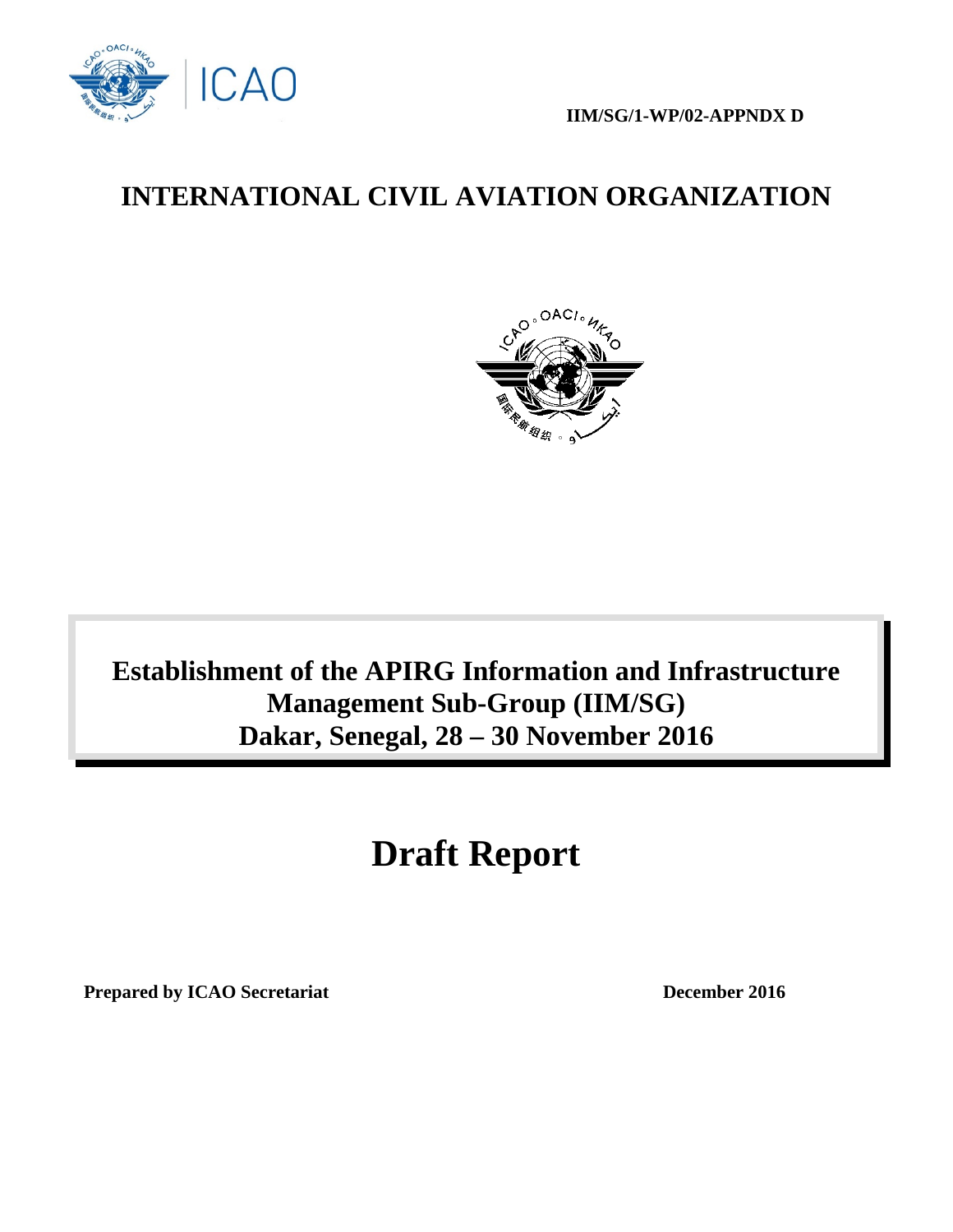IIM/SG/1-WP/02-APPNDX D

# INTERNATIONAL CIVIL AVIATION ORGANIZATION

## Establishment of the APIRG Information and Infrastructure Management Sub-Group (IIM/SG)
## Dakar, Senegal, 28 – 30 November 2016

# Draft Report

**Prepared by ICAO Secretariat** **December 2016**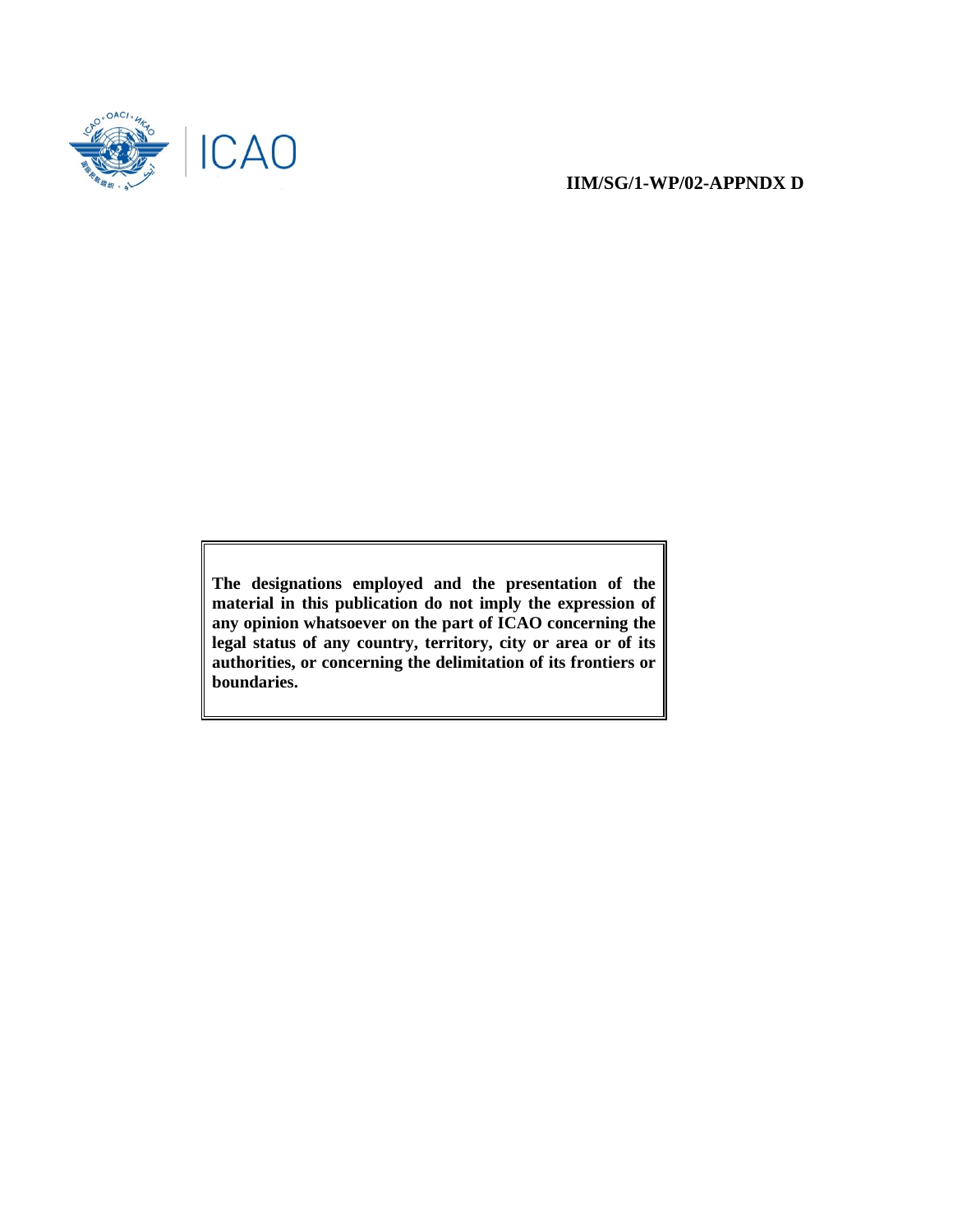**IIM/SG/1-WP/02-APPNDX D**

**The designations employed and the presentation of the material in this publication do not imply the expression of any opinion whatsoever on the part of ICAO concerning the legal status of any country, territory, city or area or of its authorities, or concerning the delimitation of its frontiers or boundaries.**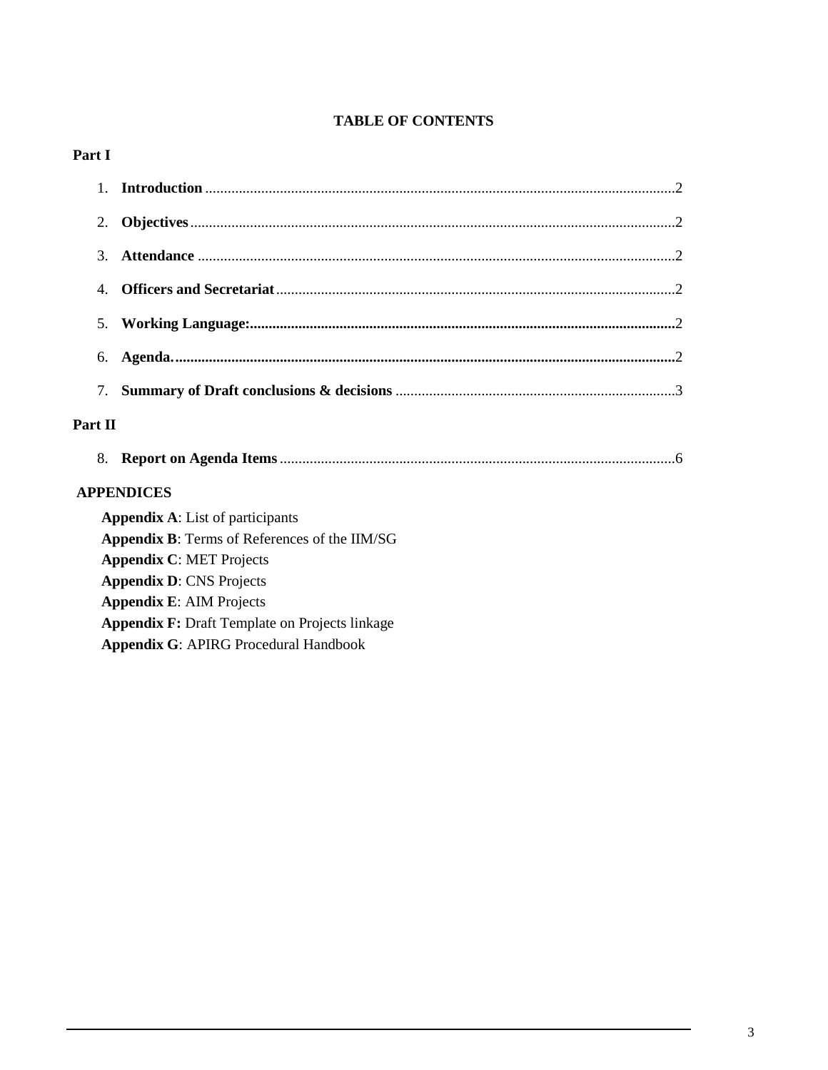# TABLE OF CONTENTS

**Part I**

1. **Introduction** ............................................................ 2
2. **Objectives** ............................................................ 2
3. **Attendance** ............................................................ 2
4. **Officers and Secretariat** ............................................................ 2
5. **Working Language:** ............................................................ 2
6. **Agenda.** ............................................................ 2
7. **Summary of Draft conclusions & decisions** ............................................................ 3

**Part II**

8. **Report on Agenda Items** ............................................................ 6

**APPENDICES**

**Appendix A**: List of participants
**Appendix B**: Terms of References of the IIM/SG
**Appendix C**: MET Projects
**Appendix D**: CNS Projects
**Appendix E**: AIM Projects
**Appendix F:** Draft Template on Projects linkage
**Appendix G**: APIRG Procedural Handbook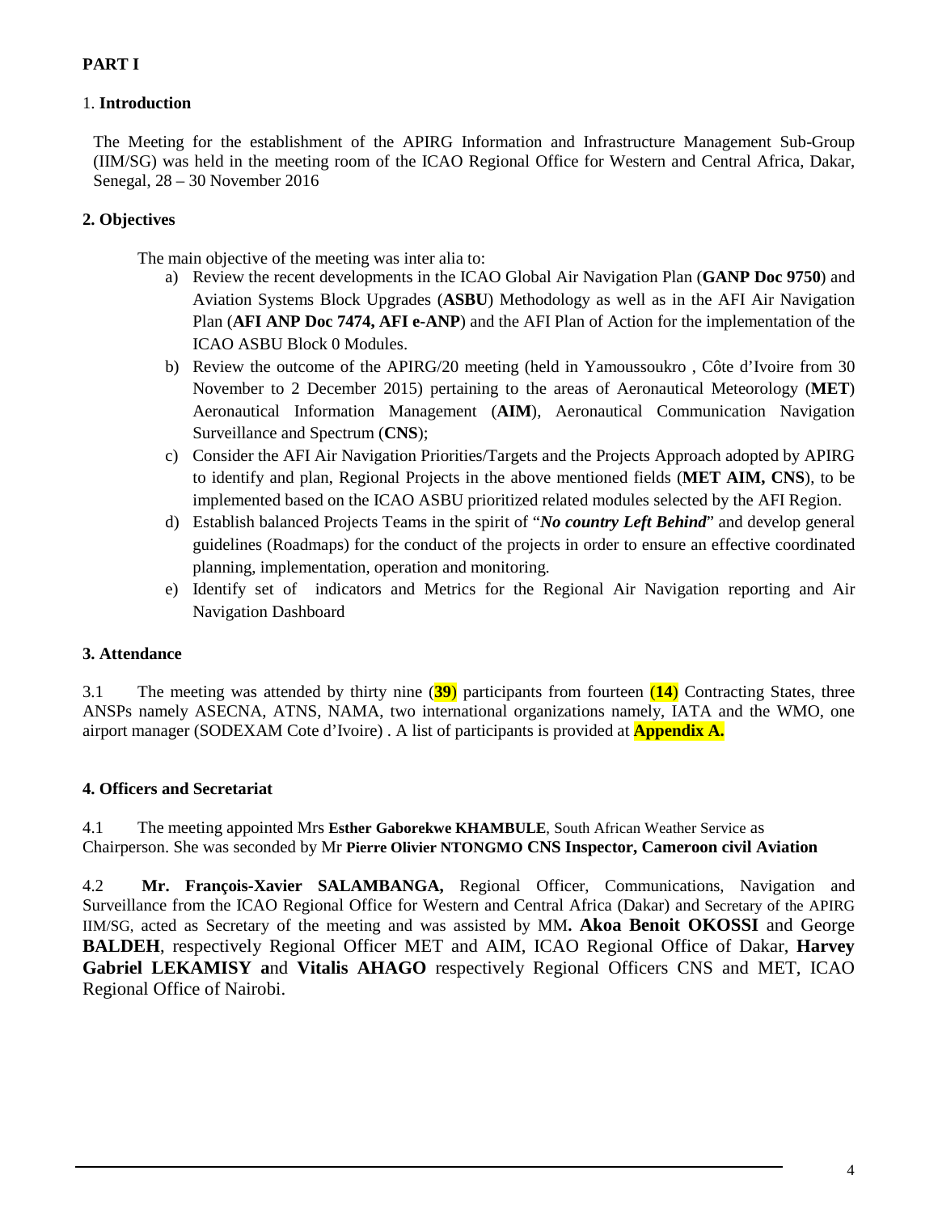**PART I**

1. **Introduction**

The Meeting for the establishment of the APIRG Information and Infrastructure Management Sub-Group (IIM/SG) was held in the meeting room of the ICAO Regional Office for Western and Central Africa, Dakar, Senegal, 28 – 30 November 2016

**2. Objectives**

The main objective of the meeting was inter alia to:

a) Review the recent developments in the ICAO Global Air Navigation Plan (**GANP Doc 9750**) and Aviation Systems Block Upgrades (**ASBU**) Methodology as well as in the AFI Air Navigation Plan (**AFI ANP Doc 7474, AFI e-ANP**) and the AFI Plan of Action for the implementation of the ICAO ASBU Block 0 Modules.

b) Review the outcome of the APIRG/20 meeting (held in Yamoussoukro , Côte d'Ivoire from 30 November to 2 December 2015) pertaining to the areas of Aeronautical Meteorology (**MET**) Aeronautical Information Management (**AIM**), Aeronautical Communication Navigation Surveillance and Spectrum (**CNS**);

c) Consider the AFI Air Navigation Priorities/Targets and the Projects Approach adopted by APIRG to identify and plan, Regional Projects in the above mentioned fields (**MET AIM, CNS**), to be implemented based on the ICAO ASBU prioritized related modules selected by the AFI Region.

d) Establish balanced Projects Teams in the spirit of "***No country Left Behind***" and develop general guidelines (Roadmaps) for the conduct of the projects in order to ensure an effective coordinated planning, implementation, operation and monitoring.

e) Identify set of indicators and Metrics for the Regional Air Navigation reporting and Air Navigation Dashboard

**3. Attendance**

3.1 The meeting was attended by thirty nine (**39**) participants from fourteen (**14**) Contracting States, three ANSPs namely ASECNA, ATNS, NAMA, two international organizations namely, IATA and the WMO, one airport manager (SODEXAM Cote d'Ivoire) . A list of participants is provided at **Appendix A.**

**4. Officers and Secretariat**

4.1 The meeting appointed Mrs **Esther Gaborekwe KHAMBULE**, South African Weather Service as Chairperson. She was seconded by Mr **Pierre Olivier NTONGMO CNS Inspector, Cameroon civil Aviation**

4.2 **Mr. François-Xavier SALAMBANGA,** Regional Officer, Communications, Navigation and Surveillance from the ICAO Regional Office for Western and Central Africa (Dakar) and Secretary of the APIRG IIM/SG, acted as Secretary of the meeting and was assisted by MM**. Akoa Benoit OKOSSI** and George **BALDEH**, respectively Regional Officer MET and AIM, ICAO Regional Office of Dakar, **Harvey Gabriel LEKAMISY a**nd **Vitalis AHAGO** respectively Regional Officers CNS and MET, ICAO Regional Office of Nairobi.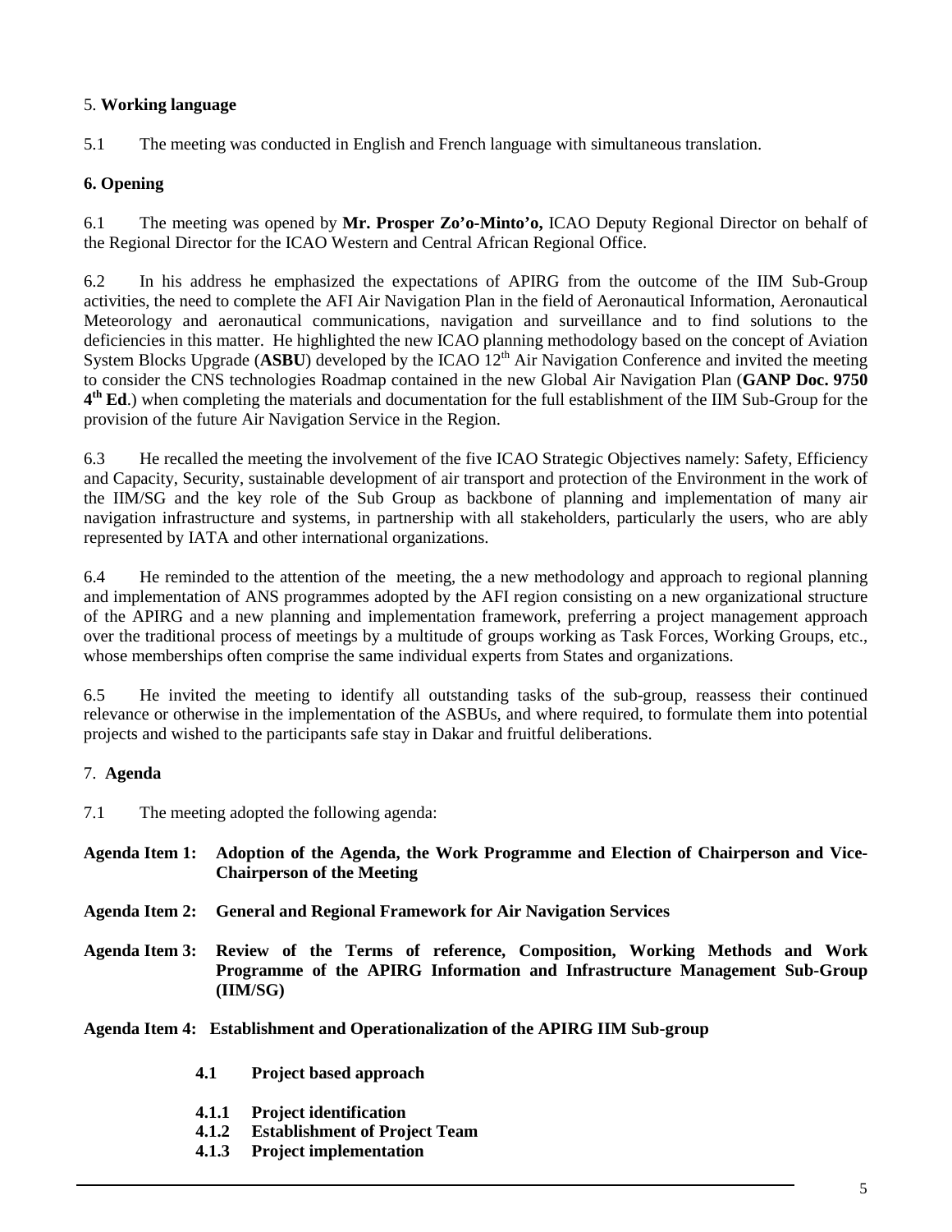5. **Working language**

5.1 The meeting was conducted in English and French language with simultaneous translation.

**6. Opening**

6.1 The meeting was opened by **Mr. Prosper Zo'o-Minto'o,** ICAO Deputy Regional Director on behalf of the Regional Director for the ICAO Western and Central African Regional Office.

6.2 In his address he emphasized the expectations of APIRG from the outcome of the IIM Sub-Group activities, the need to complete the AFI Air Navigation Plan in the field of Aeronautical Information, Aeronautical Meteorology and aeronautical communications, navigation and surveillance and to find solutions to the deficiencies in this matter. He highlighted the new ICAO planning methodology based on the concept of Aviation System Blocks Upgrade (**ASBU**) developed by the ICAO 12th Air Navigation Conference and invited the meeting to consider the CNS technologies Roadmap contained in the new Global Air Navigation Plan (**GANP Doc. 9750 4th Ed**.) when completing the materials and documentation for the full establishment of the IIM Sub-Group for the provision of the future Air Navigation Service in the Region.

6.3 He recalled the meeting the involvement of the five ICAO Strategic Objectives namely: Safety, Efficiency and Capacity, Security, sustainable development of air transport and protection of the Environment in the work of the IIM/SG and the key role of the Sub Group as backbone of planning and implementation of many air navigation infrastructure and systems, in partnership with all stakeholders, particularly the users, who are ably represented by IATA and other international organizations.

6.4 He reminded to the attention of the meeting, the a new methodology and approach to regional planning and implementation of ANS programmes adopted by the AFI region consisting on a new organizational structure of the APIRG and a new planning and implementation framework, preferring a project management approach over the traditional process of meetings by a multitude of groups working as Task Forces, Working Groups, etc., whose memberships often comprise the same individual experts from States and organizations.

6.5 He invited the meeting to identify all outstanding tasks of the sub-group, reassess their continued relevance or otherwise in the implementation of the ASBUs, and where required, to formulate them into potential projects and wished to the participants safe stay in Dakar and fruitful deliberations.

7. **Agenda**

7.1 The meeting adopted the following agenda:

**Agenda Item 1: Adoption of the Agenda, the Work Programme and Election of Chairperson and Vice-Chairperson of the Meeting**

**Agenda Item 2: General and Regional Framework for Air Navigation Services**

**Agenda Item 3: Review of the Terms of reference, Composition, Working Methods and Work Programme of the APIRG Information and Infrastructure Management Sub-Group (IIM/SG)**

**Agenda Item 4: Establishment and Operationalization of the APIRG IIM Sub-group**

- **4.1 Project based approach**
  - **4.1.1 Project identification**
  - **4.1.2 Establishment of Project Team**
  - **4.1.3 Project implementation**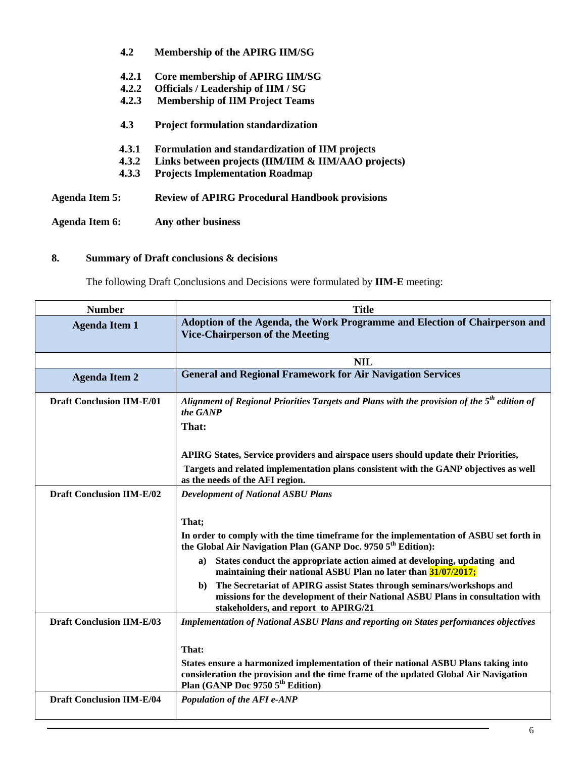**4.2 Membership of the APIRG IIM/SG**

**4.2.1 Core membership of APIRG IIM/SG**
**4.2.2 Officials / Leadership of IIM / SG**
**4.2.3 Membership of IIM Project Teams**

**4.3 Project formulation standardization**

**4.3.1 Formulation and standardization of IIM projects**
**4.3.2 Links between projects (IIM/IIM & IIM/AAO projects)**
**4.3.3 Projects Implementation Roadmap**

**Agenda Item 5: Review of APIRG Procedural Handbook provisions**

**Agenda Item 6: Any other business**

## 8. Summary of Draft conclusions & decisions

The following Draft Conclusions and Decisions were formulated by **IIM-E** meeting:

| Number | Title |
|---|---|
| **Agenda Item 1** | **Adoption of the Agenda, the Work Programme and Election of Chairperson and Vice-Chairperson of the Meeting** |
| | **NIL** |
| **Agenda Item 2** | **General and Regional Framework for Air Navigation Services** |
| **Draft Conclusion IIM-E/01** | ***Alignment of Regional Priorities Targets and Plans with the provision of the 5th edition of the GANP*** <br> **That:** <br> **APIRG States, Service providers and airspace users should update their Priorities, Targets and related implementation plans consistent with the GANP objectives as well as the needs of the AFI region.** |
| **Draft Conclusion IIM-E/02** | ***Development of National ASBU Plans*** <br> **That;** <br> **In order to comply with the time timeframe for the implementation of ASBU set forth in the Global Air Navigation Plan (GANP Doc. 9750 5th Edition):** <br> **a) States conduct the appropriate action aimed at developing, updating and maintaining their national ASBU Plan no later than 31/07/2017;** <br> **b) The Secretariat of APIRG assist States through seminars/workshops and missions for the development of their National ASBU Plans in consultation with stakeholders, and report to APIRG/21** |
| **Draft Conclusion IIM-E/03** | ***Implementation of National ASBU Plans and reporting on States performances objectives*** <br> **That:** <br> **States ensure a harmonized implementation of their national ASBU Plans taking into consideration the provision and the time frame of the updated Global Air Navigation Plan (GANP Doc 9750 5th Edition)** |
| **Draft Conclusion IIM-E/04** | ***Population of the AFI e-ANP*** |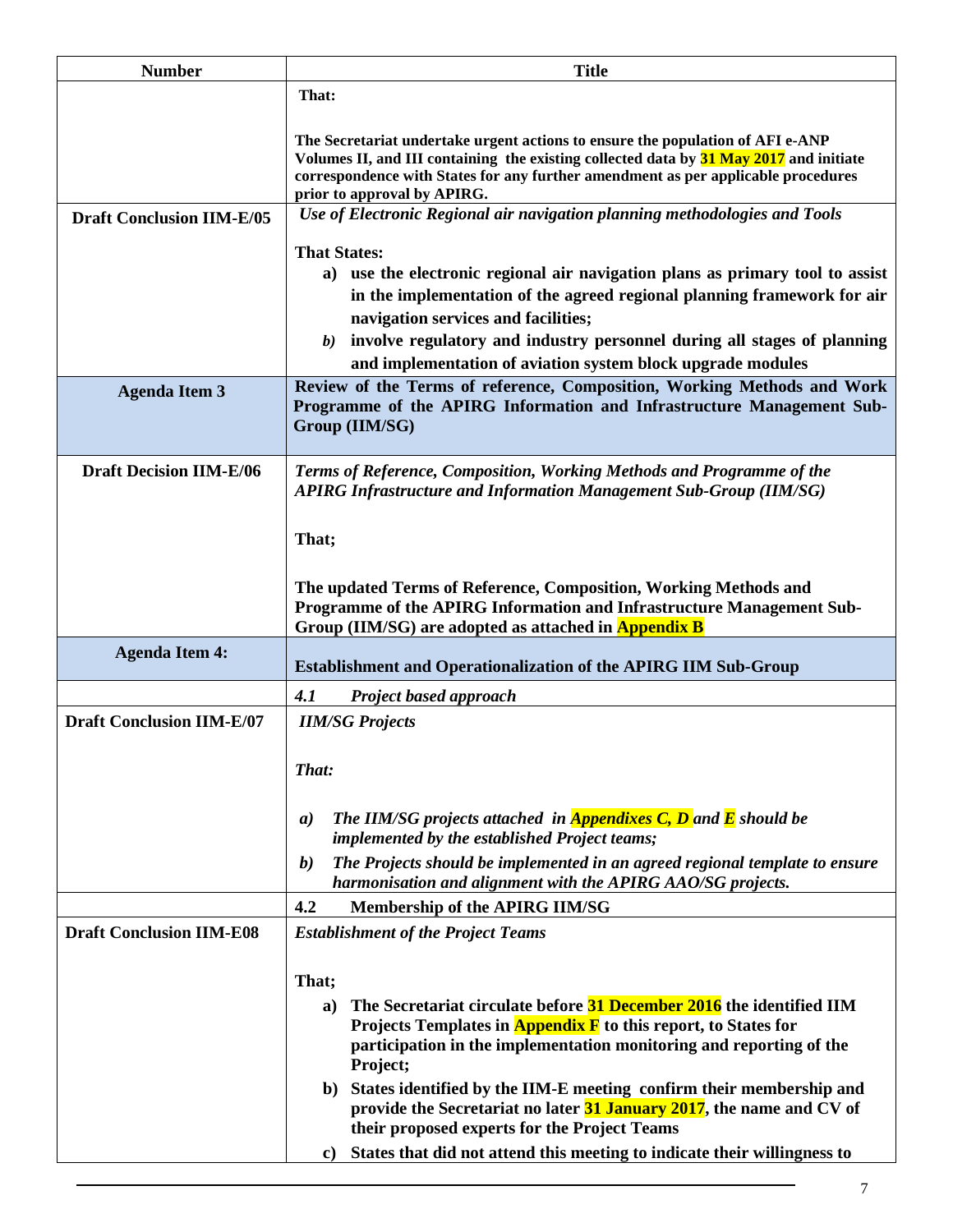| Number | Title |
|---|---|
| | **That:**<br><br>**The Secretariat undertake urgent actions to ensure the population of AFI e-ANP Volumes II, and III containing the existing collected data by 31 May 2017 and initiate correspondence with States for any further amendment as per applicable procedures prior to approval by APIRG.** |
| **Draft Conclusion IIM-E/05** | ***Use of Electronic Regional air navigation planning methodologies and Tools***<br><br>**That States:**<br>**a) use the electronic regional air navigation plans as primary tool to assist in the implementation of the agreed regional planning framework for air navigation services and facilities;**<br>***b)*** **involve regulatory and industry personnel during all stages of planning and implementation of aviation system block upgrade modules** |
| **Agenda Item 3** | **Review of the Terms of reference, Composition, Working Methods and Work Programme of the APIRG Information and Infrastructure Management Sub-Group (IIM/SG)** |
| **Draft Decision IIM-E/06** | ***Terms of Reference, Composition, Working Methods and Programme of the APIRG Infrastructure and Information Management Sub-Group (IIM/SG)***<br><br>**That;**<br><br>**The updated Terms of Reference, Composition, Working Methods and Programme of the APIRG Information and Infrastructure Management Sub-Group (IIM/SG) are adopted as attached in Appendix B** |
| **Agenda Item 4:** | **Establishment and Operationalization of the APIRG IIM Sub-Group** |
| | ***4.1 Project based approach*** |
| **Draft Conclusion IIM-E/07** | ***IIM/SG Projects***<br><br>***That:***<br><br>***a) The IIM/SG projects attached in Appendixes C, D and E should be implemented by the established Project teams;***<br>***b) The Projects should be implemented in an agreed regional template to ensure harmonisation and alignment with the APIRG AAO/SG projects.*** |
| | **4.2 Membership of the APIRG IIM/SG** |
| **Draft Conclusion IIM-E08** | ***Establishment of the Project Teams***<br><br>**That;**<br>**a) The Secretariat circulate before 31 December 2016 the identified IIM Projects Templates in Appendix F to this report, to States for participation in the implementation monitoring and reporting of the Project;**<br>**b) States identified by the IIM-E meeting confirm their membership and provide the Secretariat no later 31 January 2017, the name and CV of their proposed experts for the Project Teams**<br>**c) States that did not attend this meeting to indicate their willingness to** |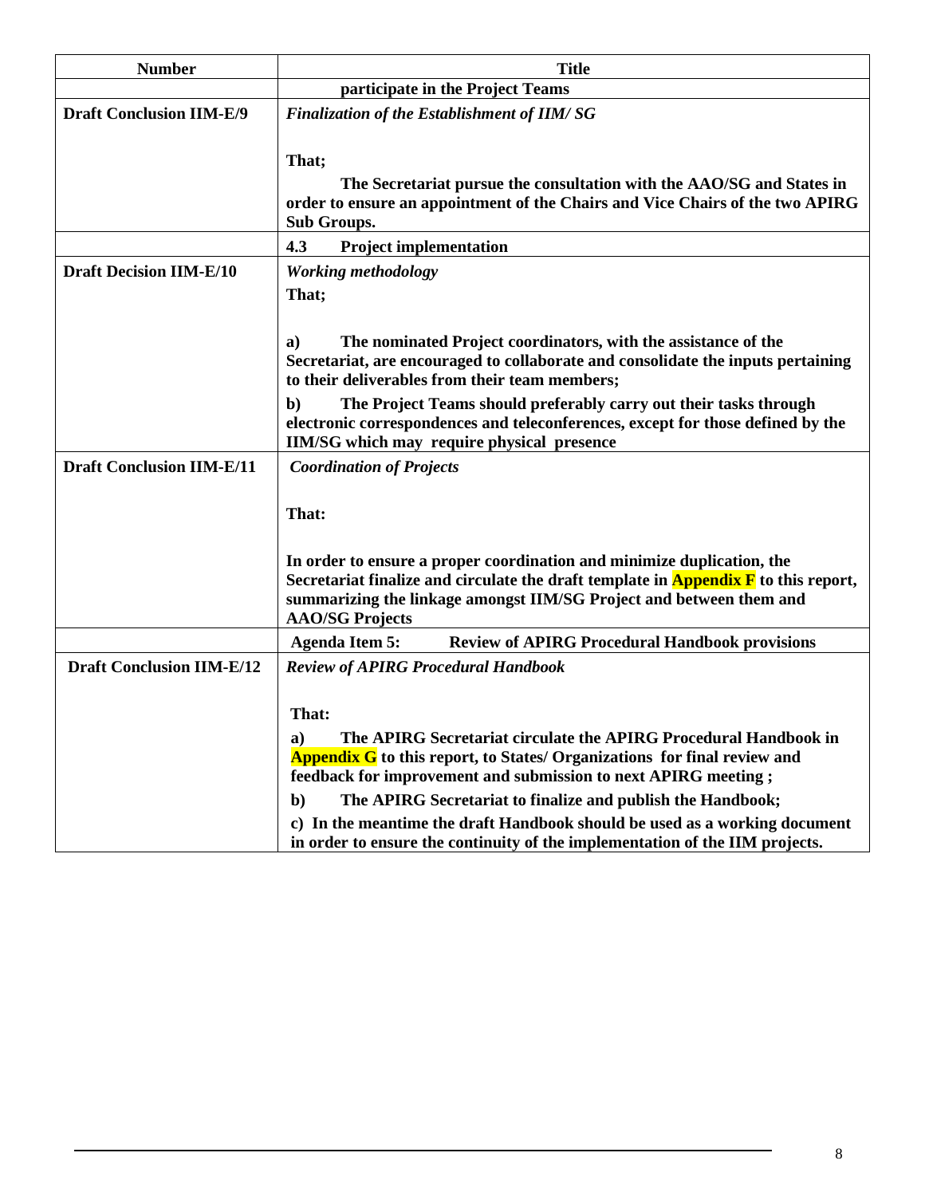| Number | Title |
|---|---|
| | **participate in the Project Teams** |
| **Draft Conclusion IIM-E/9** | ***Finalization of the Establishment of IIM/ SG***<br><br>**That;**<br><br>**The Secretariat pursue the consultation with the AAO/SG and States in order to ensure an appointment of the Chairs and Vice Chairs of the two APIRG Sub Groups.** |
| | **4.3 Project implementation** |
| **Draft Decision IIM-E/10** | ***Working methodology***<br><br>**That;**<br><br>**a) The nominated Project coordinators, with the assistance of the Secretariat, are encouraged to collaborate and consolidate the inputs pertaining to their deliverables from their team members;**<br><br>**b) The Project Teams should preferably carry out their tasks through electronic correspondences and teleconferences, except for those defined by the IIM/SG which may require physical presence** |
| **Draft Conclusion IIM-E/11** | ***Coordination of Projects***<br><br>**That:**<br><br>**In order to ensure a proper coordination and minimize duplication, the Secretariat finalize and circulate the draft template in Appendix F to this report, summarizing the linkage amongst IIM/SG Project and between them and AAO/SG Projects** |
| | **Agenda Item 5: Review of APIRG Procedural Handbook provisions** |
| **Draft Conclusion IIM-E/12** | ***Review of APIRG Procedural Handbook***<br><br>**That:**<br><br>**a) The APIRG Secretariat circulate the APIRG Procedural Handbook in Appendix G to this report, to States/ Organizations for final review and feedback for improvement and submission to next APIRG meeting ;**<br><br>**b) The APIRG Secretariat to finalize and publish the Handbook;**<br><br>**c) In the meantime the draft Handbook should be used as a working document in order to ensure the continuity of the implementation of the IIM projects.** |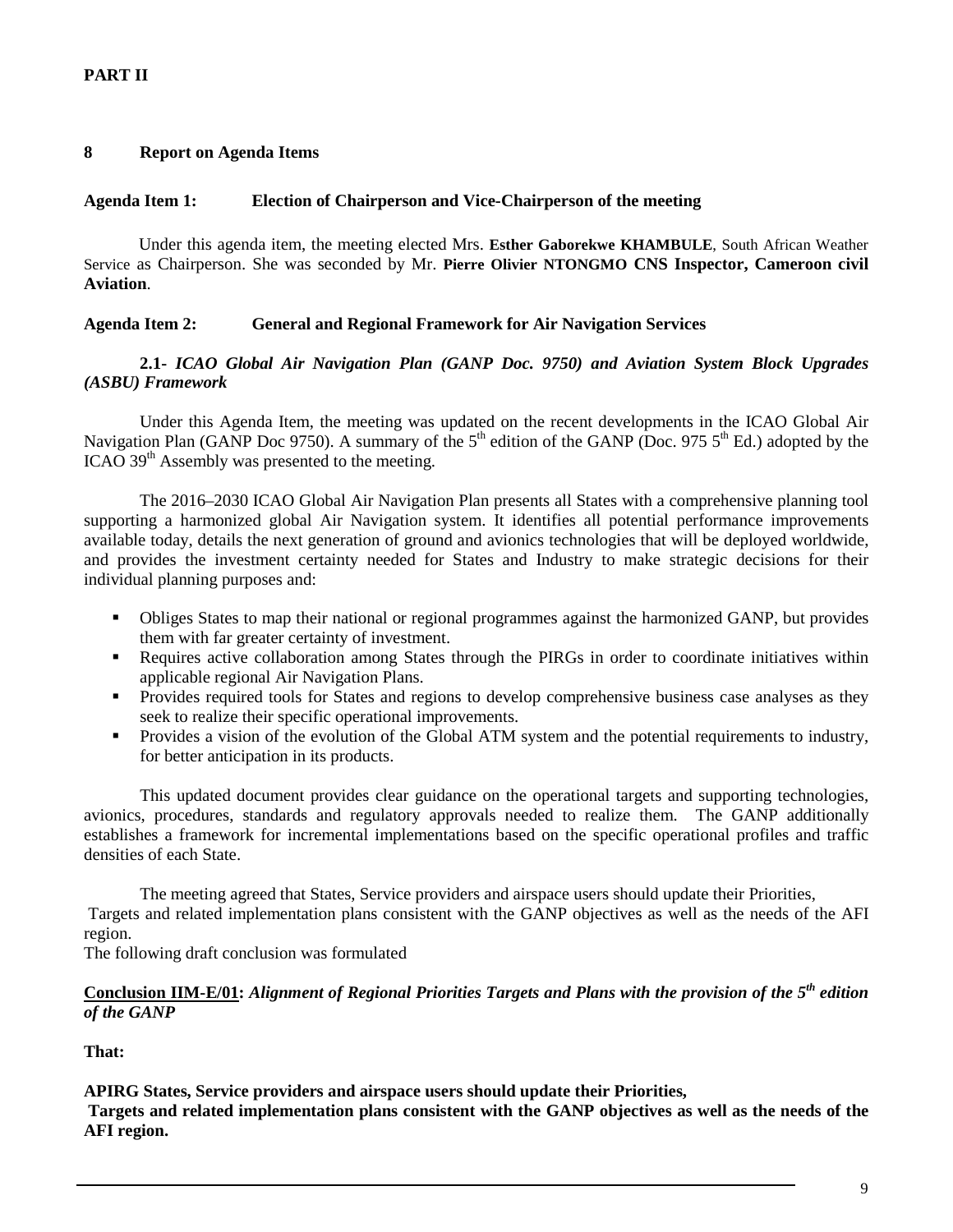**PART II**

## 8 Report on Agenda Items

### Agenda Item 1: Election of Chairperson and Vice-Chairperson of the meeting

Under this agenda item, the meeting elected Mrs. **Esther Gaborekwe KHAMBULE**, South African Weather Service as Chairperson. She was seconded by Mr. **Pierre Olivier NTONGMO CNS Inspector, Cameroon civil Aviation**.

### Agenda Item 2: General and Regional Framework for Air Navigation Services

**2.1-** ***ICAO Global Air Navigation Plan (GANP Doc. 9750) and Aviation System Block Upgrades (ASBU) Framework***

Under this Agenda Item, the meeting was updated on the recent developments in the ICAO Global Air Navigation Plan (GANP Doc 9750). A summary of the 5th edition of the GANP (Doc. 975 5th Ed.) adopted by the ICAO 39th Assembly was presented to the meeting.

The 2016–2030 ICAO Global Air Navigation Plan presents all States with a comprehensive planning tool supporting a harmonized global Air Navigation system. It identifies all potential performance improvements available today, details the next generation of ground and avionics technologies that will be deployed worldwide, and provides the investment certainty needed for States and Industry to make strategic decisions for their individual planning purposes and:

- Obliges States to map their national or regional programmes against the harmonized GANP, but provides them with far greater certainty of investment.
- Requires active collaboration among States through the PIRGs in order to coordinate initiatives within applicable regional Air Navigation Plans.
- Provides required tools for States and regions to develop comprehensive business case analyses as they seek to realize their specific operational improvements.
- Provides a vision of the evolution of the Global ATM system and the potential requirements to industry, for better anticipation in its products.

This updated document provides clear guidance on the operational targets and supporting technologies, avionics, procedures, standards and regulatory approvals needed to realize them. The GANP additionally establishes a framework for incremental implementations based on the specific operational profiles and traffic densities of each State.

The meeting agreed that States, Service providers and airspace users should update their Priorities, Targets and related implementation plans consistent with the GANP objectives as well as the needs of the AFI region.

The following draft conclusion was formulated

**<u>Conclusion IIM-E/01</u>:** ***Alignment of Regional Priorities Targets and Plans with the provision of the 5th edition of the GANP***

**That:**

**APIRG States, Service providers and airspace users should update their Priorities, Targets and related implementation plans consistent with the GANP objectives as well as the needs of the AFI region.**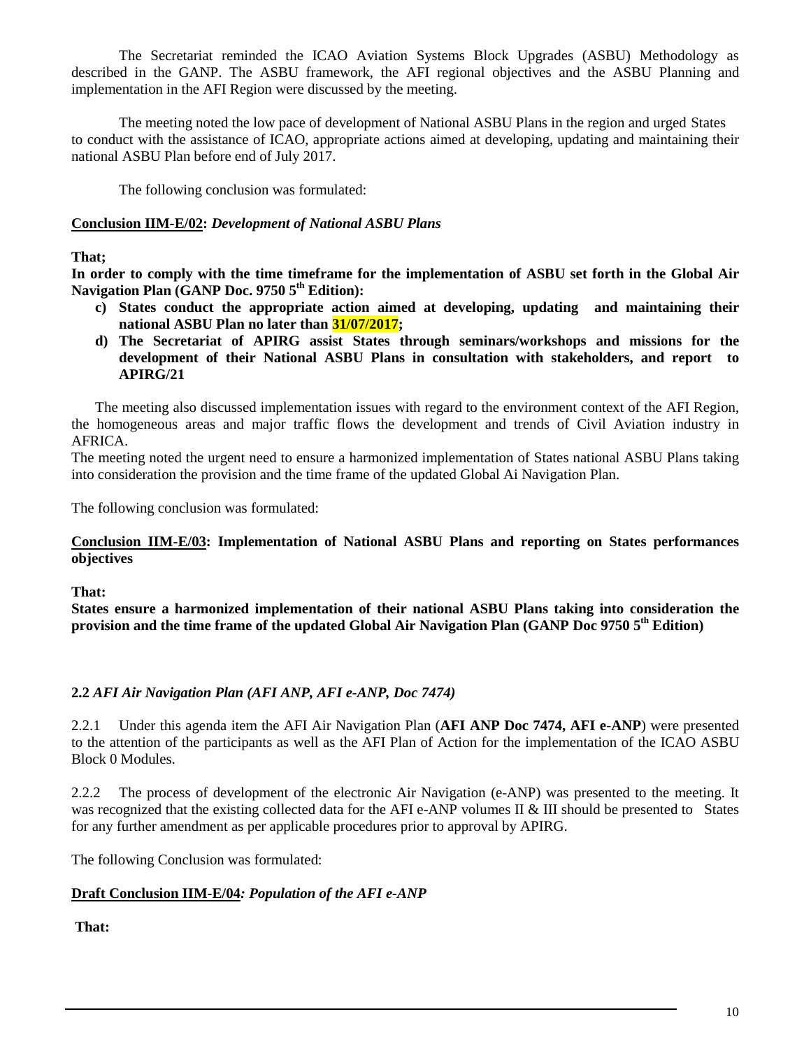The Secretariat reminded the ICAO Aviation Systems Block Upgrades (ASBU) Methodology as described in the GANP. The ASBU framework, the AFI regional objectives and the ASBU Planning and implementation in the AFI Region were discussed by the meeting.

The meeting noted the low pace of development of National ASBU Plans in the region and urged States to conduct with the assistance of ICAO, appropriate actions aimed at developing, updating and maintaining their national ASBU Plan before end of July 2017.

The following conclusion was formulated:

**Conclusion IIM-E/02:** ***Development of National ASBU Plans***

**That;**

**In order to comply with the time timeframe for the implementation of ASBU set forth in the Global Air Navigation Plan (GANP Doc. 9750 5th Edition):**

- **c) States conduct the appropriate action aimed at developing, updating and maintaining their national ASBU Plan no later than 31/07/2017;**
- **d) The Secretariat of APIRG assist States through seminars/workshops and missions for the development of their National ASBU Plans in consultation with stakeholders, and report to APIRG/21**

The meeting also discussed implementation issues with regard to the environment context of the AFI Region, the homogeneous areas and major traffic flows the development and trends of Civil Aviation industry in AFRICA.

The meeting noted the urgent need to ensure a harmonized implementation of States national ASBU Plans taking into consideration the provision and the time frame of the updated Global Ai Navigation Plan.

The following conclusion was formulated:

**Conclusion IIM-E/03: Implementation of National ASBU Plans and reporting on States performances objectives**

**That:**

**States ensure a harmonized implementation of their national ASBU Plans taking into consideration the provision and the time frame of the updated Global Air Navigation Plan (GANP Doc 9750 5th Edition)**

### 2.2 *AFI Air Navigation Plan (AFI ANP, AFI e-ANP, Doc 7474)*

2.2.1 Under this agenda item the AFI Air Navigation Plan (**AFI ANP Doc 7474, AFI e-ANP**) were presented to the attention of the participants as well as the AFI Plan of Action for the implementation of the ICAO ASBU Block 0 Modules.

2.2.2 The process of development of the electronic Air Navigation (e-ANP) was presented to the meeting. It was recognized that the existing collected data for the AFI e-ANP volumes II & III should be presented to States for any further amendment as per applicable procedures prior to approval by APIRG.

The following Conclusion was formulated:

**Draft Conclusion IIM-E/04*: Population of the AFI e-ANP***

**That:**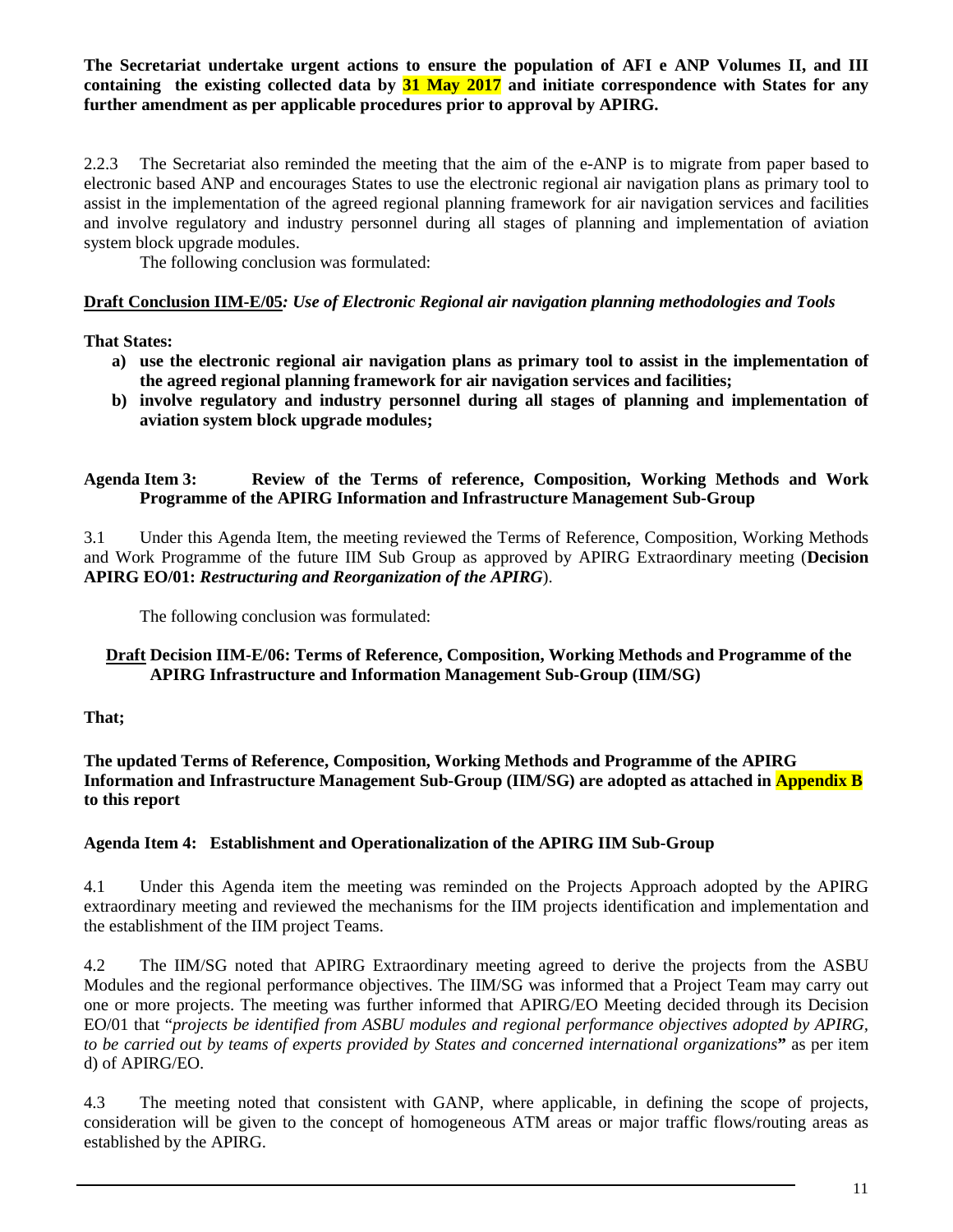**The Secretariat undertake urgent actions to ensure the population of AFI e ANP Volumes II, and III containing the existing collected data by 31 May 2017 and initiate correspondence with States for any further amendment as per applicable procedures prior to approval by APIRG.**

2.2.3 The Secretariat also reminded the meeting that the aim of the e-ANP is to migrate from paper based to electronic based ANP and encourages States to use the electronic regional air navigation plans as primary tool to assist in the implementation of the agreed regional planning framework for air navigation services and facilities and involve regulatory and industry personnel during all stages of planning and implementation of aviation system block upgrade modules.

The following conclusion was formulated:

**Draft Conclusion IIM-E/05***: Use of Electronic Regional air navigation planning methodologies and Tools*

**That States:**

- **a) use the electronic regional air navigation plans as primary tool to assist in the implementation of the agreed regional planning framework for air navigation services and facilities;**
- **b) involve regulatory and industry personnel during all stages of planning and implementation of aviation system block upgrade modules;**

**Agenda Item 3: Review of the Terms of reference, Composition, Working Methods and Work Programme of the APIRG Information and Infrastructure Management Sub-Group**

3.1 Under this Agenda Item, the meeting reviewed the Terms of Reference, Composition, Working Methods and Work Programme of the future IIM Sub Group as approved by APIRG Extraordinary meeting (**Decision APIRG EO/01:** ***Restructuring and Reorganization of the APIRG***).

The following conclusion was formulated:

**Draft Decision IIM-E/06: Terms of Reference, Composition, Working Methods and Programme of the APIRG Infrastructure and Information Management Sub-Group (IIM/SG)**

**That;**

**The updated Terms of Reference, Composition, Working Methods and Programme of the APIRG Information and Infrastructure Management Sub-Group (IIM/SG) are adopted as attached in Appendix B to this report**

**Agenda Item 4: Establishment and Operationalization of the APIRG IIM Sub-Group**

4.1 Under this Agenda item the meeting was reminded on the Projects Approach adopted by the APIRG extraordinary meeting and reviewed the mechanisms for the IIM projects identification and implementation and the establishment of the IIM project Teams.

4.2 The IIM/SG noted that APIRG Extraordinary meeting agreed to derive the projects from the ASBU Modules and the regional performance objectives. The IIM/SG was informed that a Project Team may carry out one or more projects. The meeting was further informed that APIRG/EO Meeting decided through its Decision EO/01 that "*projects be identified from ASBU modules and regional performance objectives adopted by APIRG, to be carried out by teams of experts provided by States and concerned international organizations***"** as per item d) of APIRG/EO.

4.3 The meeting noted that consistent with GANP, where applicable, in defining the scope of projects, consideration will be given to the concept of homogeneous ATM areas or major traffic flows/routing areas as established by the APIRG.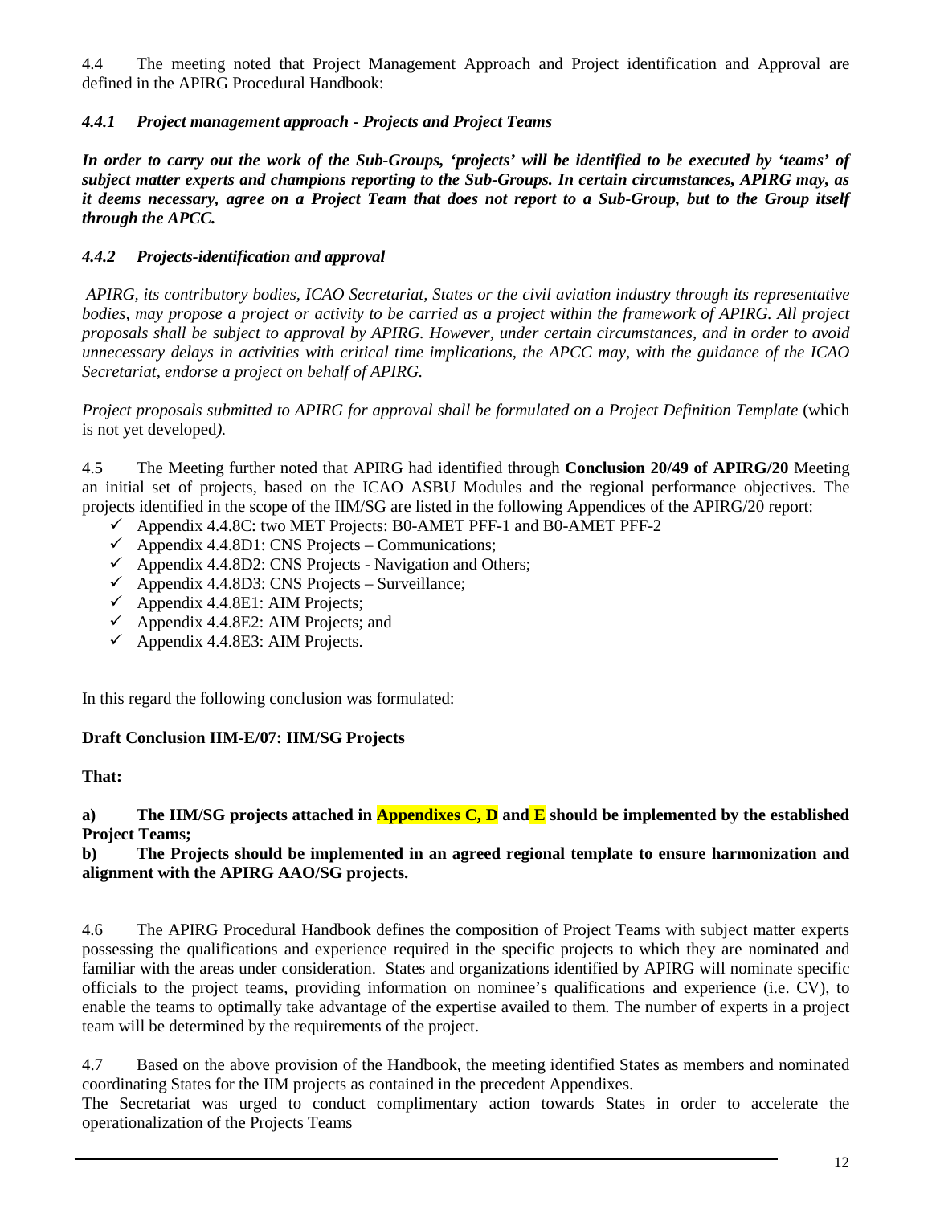4.4 The meeting noted that Project Management Approach and Project identification and Approval are defined in the APIRG Procedural Handbook:

### *4.4.1 Project management approach - Projects and Project Teams*

***In order to carry out the work of the Sub-Groups, 'projects' will be identified to be executed by 'teams' of subject matter experts and champions reporting to the Sub-Groups. In certain circumstances, APIRG may, as it deems necessary, agree on a Project Team that does not report to a Sub-Group, but to the Group itself through the APCC.***

### *4.4.2 Projects-identification and approval*

*APIRG, its contributory bodies, ICAO Secretariat, States or the civil aviation industry through its representative bodies, may propose a project or activity to be carried as a project within the framework of APIRG. All project proposals shall be subject to approval by APIRG. However, under certain circumstances, and in order to avoid unnecessary delays in activities with critical time implications, the APCC may, with the guidance of the ICAO Secretariat, endorse a project on behalf of APIRG.*

*Project proposals submitted to APIRG for approval shall be formulated on a Project Definition Template* (which is not yet developed*).*

4.5 The Meeting further noted that APIRG had identified through **Conclusion 20/49 of APIRG/20** Meeting an initial set of projects, based on the ICAO ASBU Modules and the regional performance objectives. The projects identified in the scope of the IIM/SG are listed in the following Appendices of the APIRG/20 report:

- ✓ Appendix 4.4.8C: two MET Projects: B0-AMET PFF-1 and B0-AMET PFF-2
- ✓ Appendix 4.4.8D1: CNS Projects – Communications;
- ✓ Appendix 4.4.8D2: CNS Projects - Navigation and Others;
- ✓ Appendix 4.4.8D3: CNS Projects – Surveillance;
- ✓ Appendix 4.4.8E1: AIM Projects;
- ✓ Appendix 4.4.8E2: AIM Projects; and
- ✓ Appendix 4.4.8E3: AIM Projects.

In this regard the following conclusion was formulated:

**Draft Conclusion IIM-E/07: IIM/SG Projects**

**That:**

**a) The IIM/SG projects attached in Appendixes C, D and E should be implemented by the established Project Teams;**

**b) The Projects should be implemented in an agreed regional template to ensure harmonization and alignment with the APIRG AAO/SG projects.**

4.6 The APIRG Procedural Handbook defines the composition of Project Teams with subject matter experts possessing the qualifications and experience required in the specific projects to which they are nominated and familiar with the areas under consideration. States and organizations identified by APIRG will nominate specific officials to the project teams, providing information on nominee's qualifications and experience (i.e. CV), to enable the teams to optimally take advantage of the expertise availed to them. The number of experts in a project team will be determined by the requirements of the project.

4.7 Based on the above provision of the Handbook, the meeting identified States as members and nominated coordinating States for the IIM projects as contained in the precedent Appendixes.
The Secretariat was urged to conduct complimentary action towards States in order to accelerate the operationalization of the Projects Teams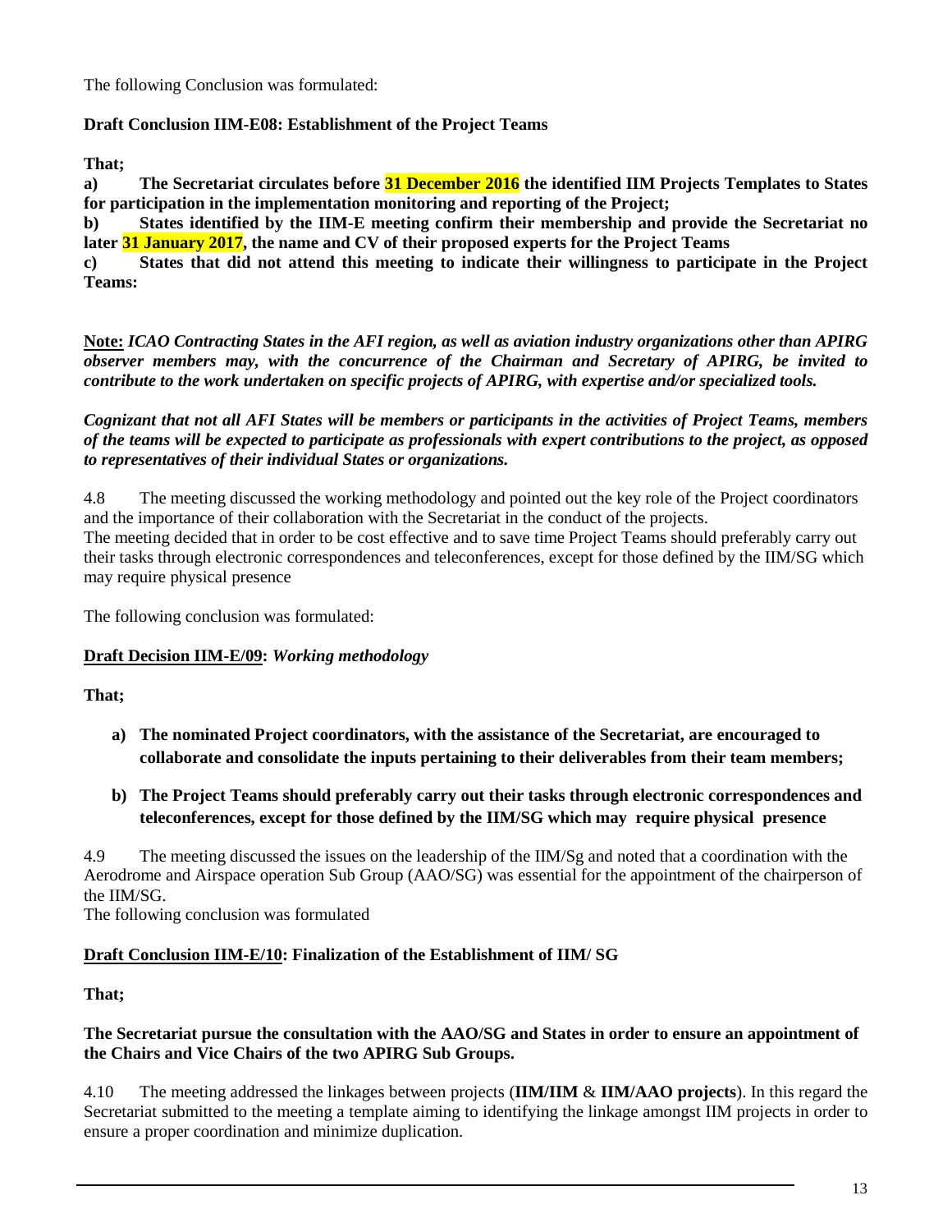The following Conclusion was formulated:

**Draft Conclusion IIM-E08: Establishment of the Project Teams**

**That;**

**a) The Secretariat circulates before 31 December 2016 the identified IIM Projects Templates to States for participation in the implementation monitoring and reporting of the Project;**

**b) States identified by the IIM-E meeting confirm their membership and provide the Secretariat no later 31 January 2017, the name and CV of their proposed experts for the Project Teams**

**c) States that did not attend this meeting to indicate their willingness to participate in the Project Teams:**

**Note:** ***ICAO Contracting States in the AFI region, as well as aviation industry organizations other than APIRG observer members may, with the concurrence of the Chairman and Secretary of APIRG, be invited to contribute to the work undertaken on specific projects of APIRG, with expertise and/or specialized tools.***

***Cognizant that not all AFI States will be members or participants in the activities of Project Teams, members of the teams will be expected to participate as professionals with expert contributions to the project, as opposed to representatives of their individual States or organizations.***

4.8 The meeting discussed the working methodology and pointed out the key role of the Project coordinators and the importance of their collaboration with the Secretariat in the conduct of the projects.
The meeting decided that in order to be cost effective and to save time Project Teams should preferably carry out their tasks through electronic correspondences and teleconferences, except for those defined by the IIM/SG which may require physical presence

The following conclusion was formulated:

**Draft Decision IIM-E/09:** ***Working methodology***

**That;**

**a) The nominated Project coordinators, with the assistance of the Secretariat, are encouraged to collaborate and consolidate the inputs pertaining to their deliverables from their team members;**

**b) The Project Teams should preferably carry out their tasks through electronic correspondences and teleconferences, except for those defined by the IIM/SG which may require physical presence**

4.9 The meeting discussed the issues on the leadership of the IIM/Sg and noted that a coordination with the Aerodrome and Airspace operation Sub Group (AAO/SG) was essential for the appointment of the chairperson of the IIM/SG.
The following conclusion was formulated

**Draft Conclusion IIM-E/10: Finalization of the Establishment of IIM/ SG**

**That;**

**The Secretariat pursue the consultation with the AAO/SG and States in order to ensure an appointment of the Chairs and Vice Chairs of the two APIRG Sub Groups.**

4.10 The meeting addressed the linkages between projects (**IIM/IIM** & **IIM/AAO projects**). In this regard the Secretariat submitted to the meeting a template aiming to identifying the linkage amongst IIM projects in order to ensure a proper coordination and minimize duplication.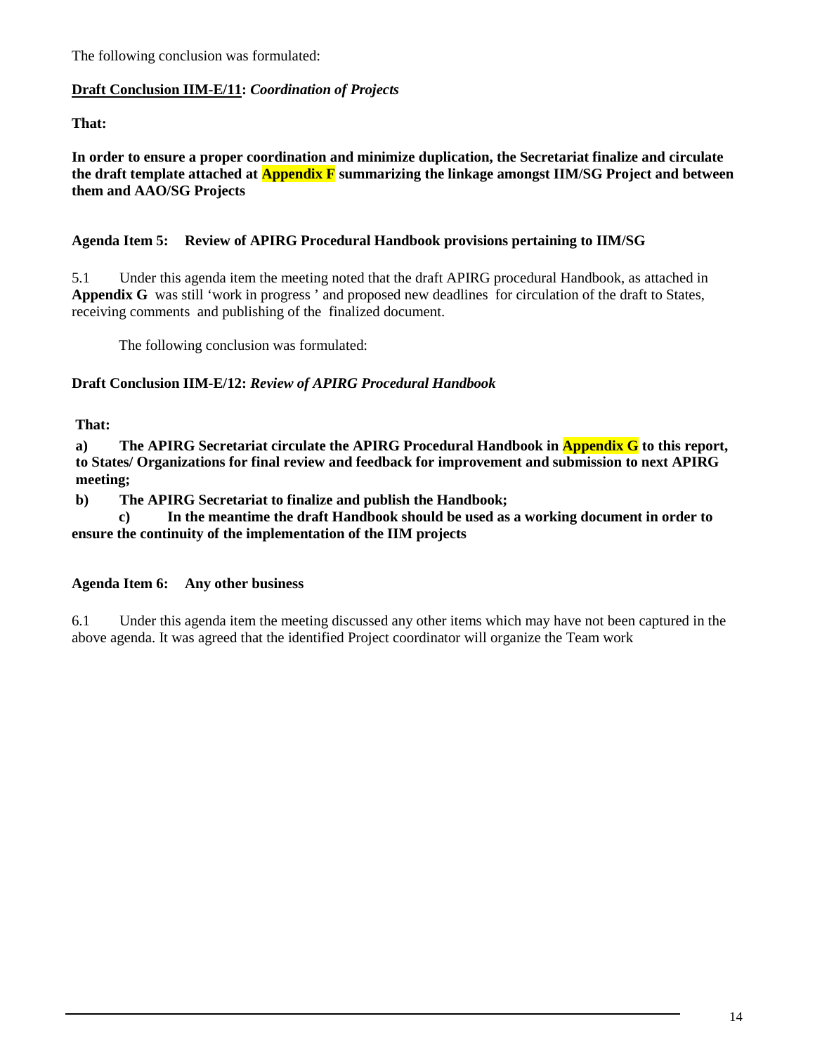The following conclusion was formulated:

**Draft Conclusion IIM-E/11:** ***Coordination of Projects***

**That:**

**In order to ensure a proper coordination and minimize duplication, the Secretariat finalize and circulate the draft template attached at Appendix F summarizing the linkage amongst IIM/SG Project and between them and AAO/SG Projects**

**Agenda Item 5: Review of APIRG Procedural Handbook provisions pertaining to IIM/SG**

5.1 Under this agenda item the meeting noted that the draft APIRG procedural Handbook, as attached in **Appendix G** was still 'work in progress ' and proposed new deadlines for circulation of the draft to States, receiving comments and publishing of the finalized document.

The following conclusion was formulated:

**Draft Conclusion IIM-E/12:** ***Review of APIRG Procedural Handbook***

**That:**

**a) The APIRG Secretariat circulate the APIRG Procedural Handbook in Appendix G to this report, to States/ Organizations for final review and feedback for improvement and submission to next APIRG meeting;**

**b) The APIRG Secretariat to finalize and publish the Handbook;**

**c) In the meantime the draft Handbook should be used as a working document in order to ensure the continuity of the implementation of the IIM projects**

**Agenda Item 6: Any other business**

6.1 Under this agenda item the meeting discussed any other items which may have not been captured in the above agenda. It was agreed that the identified Project coordinator will organize the Team work